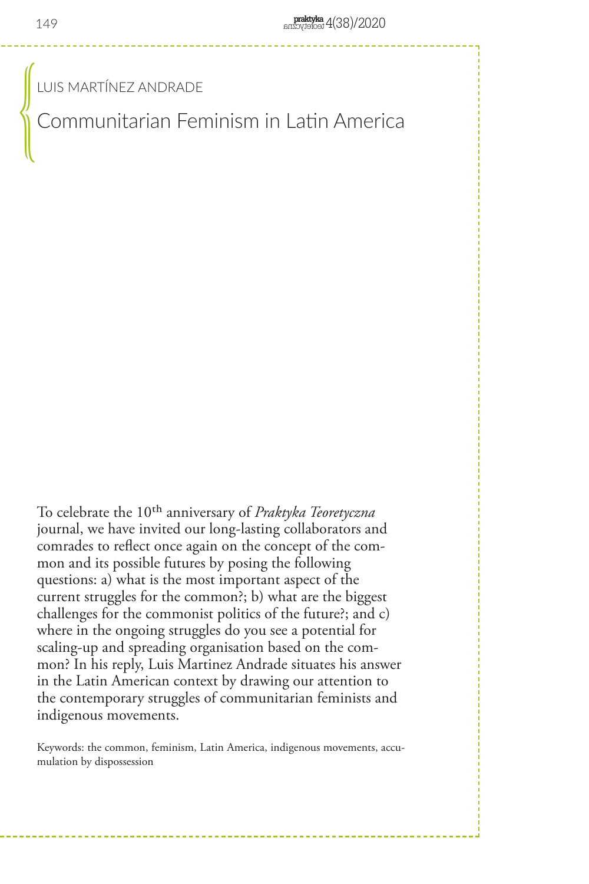LUIS MARTÍNEZ ANDRADE

# Communitarian Feminism in Latin America

To celebrate the 10th anniversary of *Praktyka Teoretyczna* journal, we have invited our long-lasting collaborators and comrades to reflect once again on the concept of the common and its possible futures by posing the following questions: a) what is the most important aspect of the current struggles for the common?; b) what are the biggest challenges for the commonist politics of the future?; and c) where in the ongoing struggles do you see a potential for scaling-up and spreading organisation based on the common? In his reply, Luis Martinez Andrade situates his answer in the Latin American context by drawing our attention to the contemporary struggles of communitarian feminists and indigenous movements.

Keywords: the common, feminism, Latin America, indigenous movements, accumulation by dispossession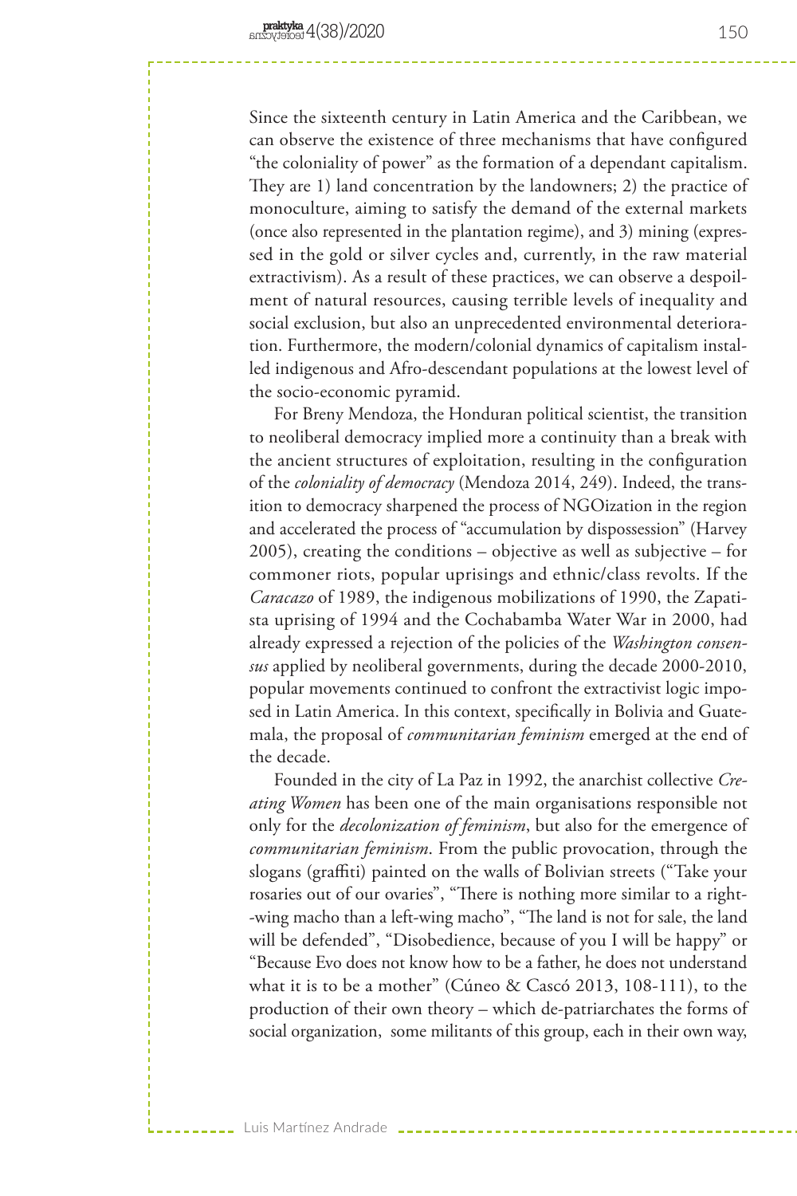Since the sixteenth century in Latin America and the Caribbean, we can observe the existence of three mechanisms that have configured "the coloniality of power" as the formation of a dependant capitalism. They are 1) land concentration by the landowners; 2) the practice of monoculture, aiming to satisfy the demand of the external markets (once also represented in the plantation regime), and 3) mining (expressed in the gold or silver cycles and, currently, in the raw material extractivism). As a result of these practices, we can observe a despoilment of natural resources, causing terrible levels of inequality and social exclusion, but also an unprecedented environmental deterioration. Furthermore, the modern/colonial dynamics of capitalism installed indigenous and Afro-descendant populations at the lowest level of the socio-economic pyramid.

For Breny Mendoza, the Honduran political scientist, the transition to neoliberal democracy implied more a continuity than a break with the ancient structures of exploitation, resulting in the configuration of the *coloniality of democracy* (Mendoza 2014, 249). Indeed, the transition to democracy sharpened the process of NGOization in the region and accelerated the process of "accumulation by dispossession" (Harvey 2005), creating the conditions – objective as well as subjective – for commoner riots, popular uprisings and ethnic/class revolts. If the *Caracazo* of 1989, the indigenous mobilizations of 1990, the Zapatista uprising of 1994 and the Cochabamba Water War in 2000, had already expressed a rejection of the policies of the *Washington consensus* applied by neoliberal governments, during the decade 2000-2010, popular movements continued to confront the extractivist logic imposed in Latin America. In this context, specifically in Bolivia and Guatemala, the proposal of *communitarian feminism* emerged at the end of the decade.

Founded in the city of La Paz in 1992, the anarchist collective *Creating Women* has been one of the main organisations responsible not only for the *decolonization of feminism*, but also for the emergence of *communitarian feminism*. From the public provocation, through the slogans (graffiti) painted on the walls of Bolivian streets ("Take your rosaries out of our ovaries", "There is nothing more similar to a right-wing macho than a left-wing macho", "The land is not for sale, the land will be defended", "Disobedience, because of you I will be happy" or "Because Evo does not know how to be a father, he does not understand what it is to be a mother" (Cúneo & Cascó 2013, 108-111), to the production of their own theory – which de-patriarchates the forms of social organization, some militants of this group, each in their own way,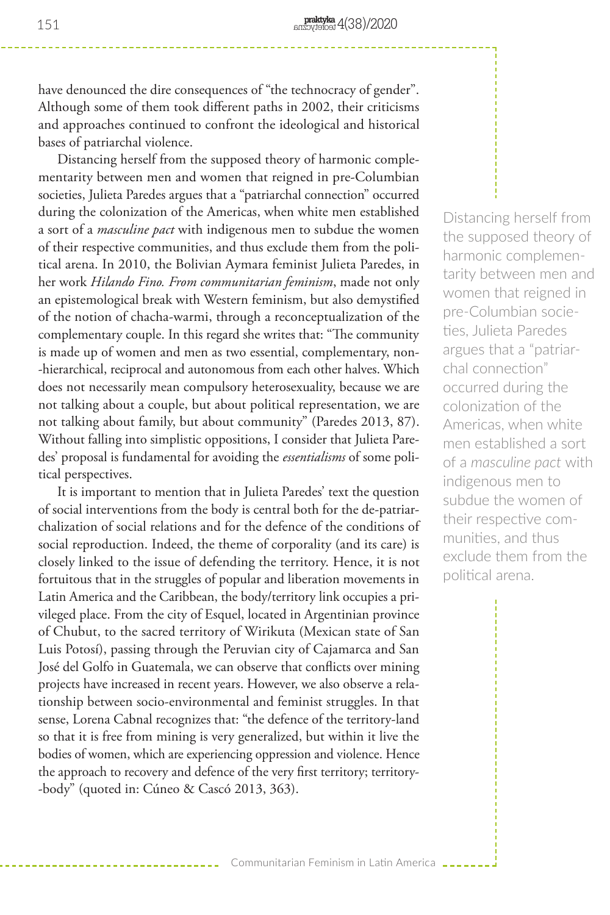have denounced the dire consequences of "the technocracy of gender". Although some of them took different paths in 2002, their criticisms and approaches continued to confront the ideological and historical bases of patriarchal violence.

Distancing herself from the supposed theory of harmonic complementarity between men and women that reigned in pre-Columbian societies, Julieta Paredes argues that a "patriarchal connection" occurred during the colonization of the Americas, when white men established a sort of a *masculine pact* with indigenous men to subdue the women of their respective communities, and thus exclude them from the political arena. In 2010, the Bolivian Aymara feminist Julieta Paredes, in her work *Hilando Fino. From communitarian feminism*, made not only an epistemological break with Western feminism, but also demystified of the notion of chacha-warmi, through a reconceptualization of the complementary couple. In this regard she writes that: "The community is made up of women and men as two essential, complementary, non-hierarchical, reciprocal and autonomous from each other halves. Which does not necessarily mean compulsory heterosexuality, because we are not talking about a couple, but about political representation, we are not talking about family, but about community" (Paredes 2013, 87). Without falling into simplistic oppositions, I consider that Julieta Paredes' proposal is fundamental for avoiding the *essentialisms* of some political perspectives.

It is important to mention that in Julieta Paredes' text the question of social interventions from the body is central both for the de-patriarchalization of social relations and for the defence of the conditions of social reproduction. Indeed, the theme of corporality (and its care) is closely linked to the issue of defending the territory. Hence, it is not fortuitous that in the struggles of popular and liberation movements in Latin America and the Caribbean, the body/territory link occupies a privileged place. From the city of Esquel, located in Argentinian province of Chubut, to the sacred territory of Wirikuta (Mexican state of San Luis Potosí), passing through the Peruvian city of Cajamarca and San José del Golfo in Guatemala, we can observe that conflicts over mining projects have increased in recent years. However, we also observe a relationship between socio-environmental and feminist struggles. In that sense, Lorena Cabnal recognizes that: "the defence of the territory-land so that it is free from mining is very generalized, but within it live the bodies of women, which are experiencing oppression and violence. Hence the approach to recovery and defence of the very first territory; territory-body" (quoted in: Cúneo & Cascó 2013, 363).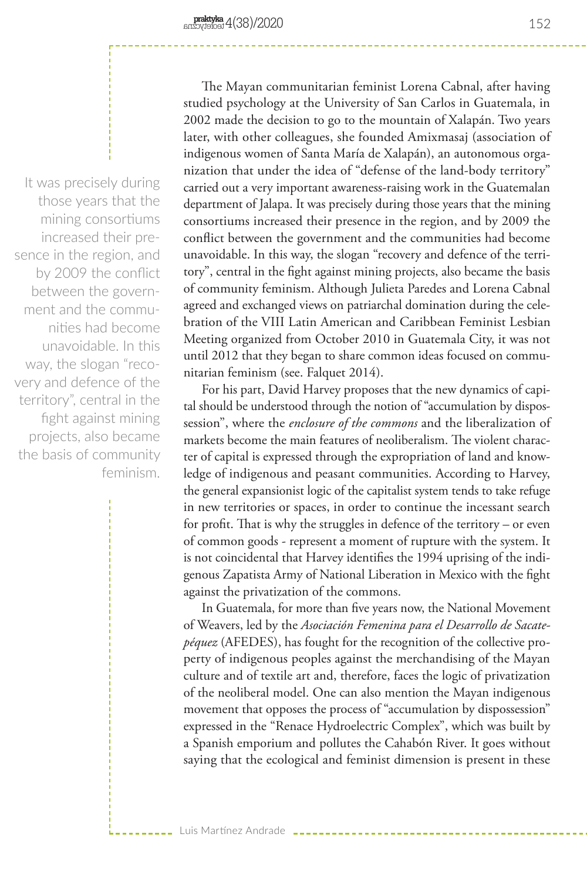The Mayan communitarian feminist Lorena Cabnal, after having studied psychology at the University of San Carlos in Guatemala, in 2002 made the decision to go to the mountain of Xalapán. Two years later, with other colleagues, she founded Amixmasaj (association of indigenous women of Santa María de Xalapán), an autonomous organization that under the idea of "defense of the land-body territory" carried out a very important awareness-raising work in the Guatemalan department of Jalapa. It was precisely during those years that the mining consortiums increased their presence in the region, and by 2009 the conflict between the government and the communities had become unavoidable. In this way, the slogan "recovery and defence of the territory", central in the fight against mining projects, also became the basis of community feminism. Although Julieta Paredes and Lorena Cabnal agreed and exchanged views on patriarchal domination during the celebration of the VIII Latin American and Caribbean Feminist Lesbian Meeting organized from October 2010 in Guatemala City, it was not until 2012 that they began to share common ideas focused on communitarian feminism (see. Falquet 2014).

For his part, David Harvey proposes that the new dynamics of capital should be understood through the notion of "accumulation by dispossession", where the *enclosure of the commons* and the liberalization of markets become the main features of neoliberalism. The violent character of capital is expressed through the expropriation of land and knowledge of indigenous and peasant communities. According to Harvey, the general expansionist logic of the capitalist system tends to take refuge in new territories or spaces, in order to continue the incessant search for profit. That is why the struggles in defence of the territory – or even of common goods - represent a moment of rupture with the system. It is not coincidental that Harvey identifies the 1994 uprising of the indigenous Zapatista Army of National Liberation in Mexico with the fight against the privatization of the commons.

In Guatemala, for more than five years now, the National Movement of Weavers, led by the *Asociación Femenina para el Desarrollo de Sacatepéquez* (AFEDES), has fought for the recognition of the collective property of indigenous peoples against the merchandising of the Mayan culture and of textile art and, therefore, faces the logic of privatization of the neoliberal model. One can also mention the Mayan indigenous movement that opposes the process of "accumulation by dispossession" expressed in the "Renace Hydroelectric Complex", which was built by a Spanish emporium and pollutes the Cahabón River. It goes without saying that the ecological and feminist dimension is present in these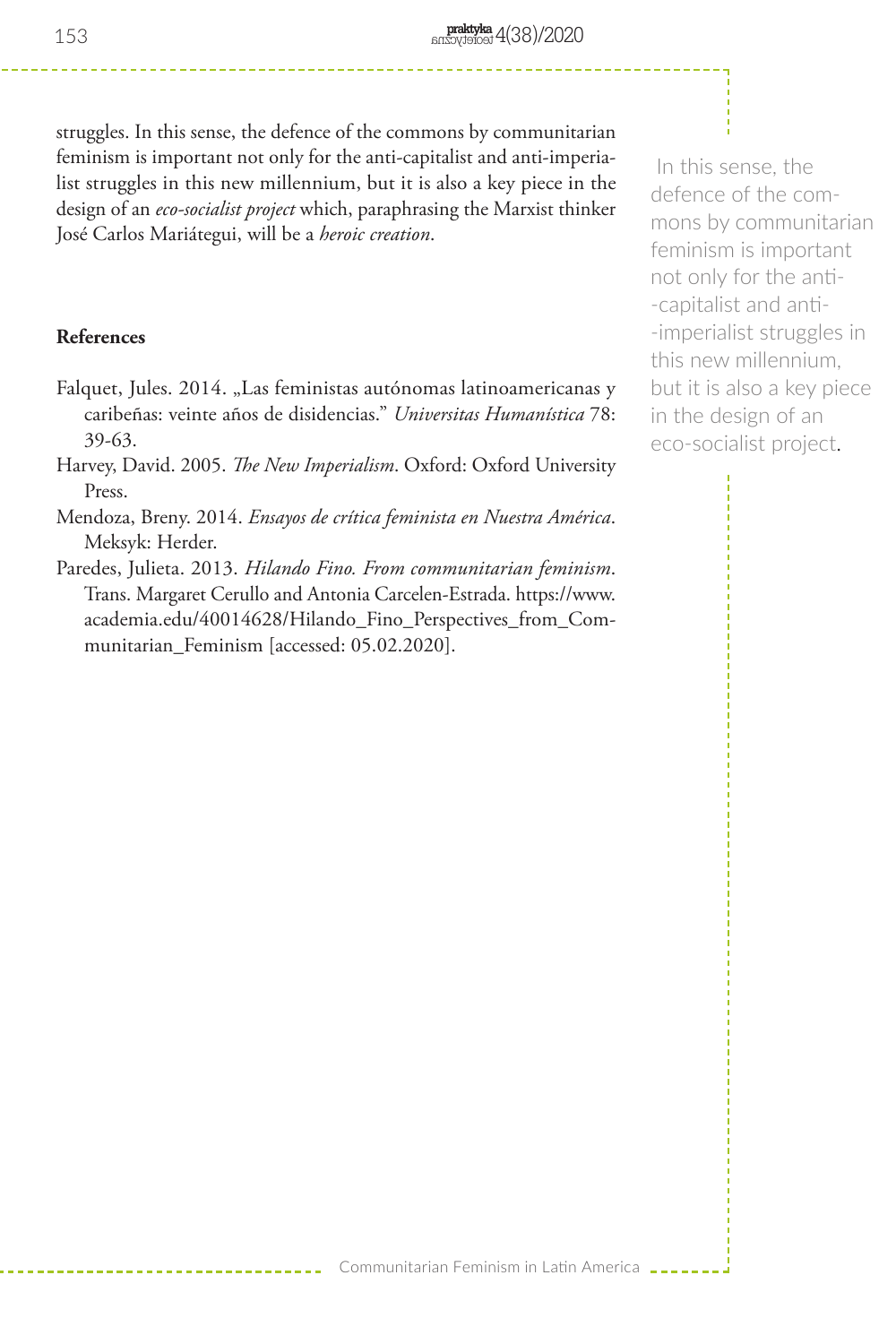struggles. In this sense, the defence of the commons by communitarian feminism is important not only for the anti-capitalist and anti-imperialist struggles in this new millennium, but it is also a key piece in the design of an *eco-socialist project* which, paraphrasing the Marxist thinker José Carlos Mariátegui, will be a *heroic creation*.

> In this sense, the defence of the commons by communitarian feminism is important not only for the anti-capitalist and anti-imperialist struggles in this new millennium, but it is also a key piece in the design of an eco-socialist project.

**References**

Falquet, Jules. 2014. „Las feministas autónomas latinoamericanas y caribeñas: veinte años de disidencias." *Universitas Humanística* 78: 39-63.

Harvey, David. 2005. *The New Imperialism*. Oxford: Oxford University Press.

Mendoza, Breny. 2014. *Ensayos de crítica feminista en Nuestra América*. Meksyk: Herder.

Paredes, Julieta. 2013. *Hilando Fino. From communitarian feminism*. Trans. Margaret Cerullo and Antonia Carcelen-Estrada. https://www.academia.edu/40014628/Hilando_Fino_Perspectives_from_Communitarian_Feminism [accessed: 05.02.2020].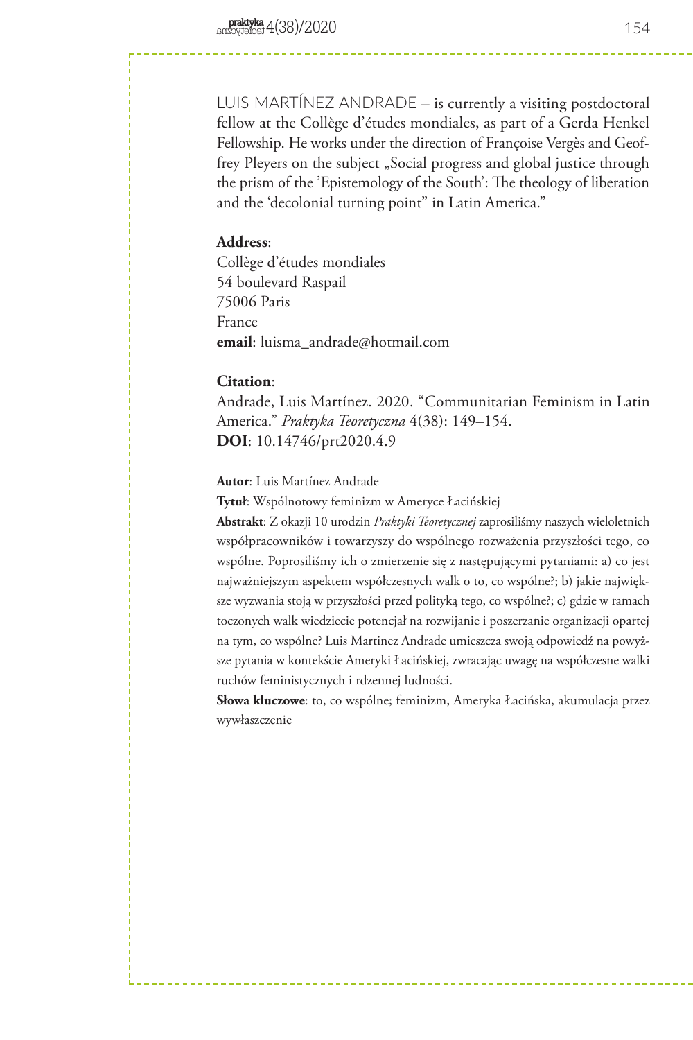LUIS MARTÍNEZ ANDRADE – is currently a visiting postdoctoral fellow at the Collège d'études mondiales, as part of a Gerda Henkel Fellowship. He works under the direction of Françoise Vergès and Geoffrey Pleyers on the subject „Social progress and global justice through the prism of the 'Epistemology of the South': The theology of liberation and the 'decolonial turning point" in Latin America."

**Address**:
Collège d'études mondiales
54 boulevard Raspail
75006 Paris
France
**email**: luisma_andrade@hotmail.com

**Citation**:
Andrade, Luis Martínez. 2020. "Communitarian Feminism in Latin America." *Praktyka Teoretyczna* 4(38): 149–154.
**DOI**: 10.14746/prt2020.4.9

**Autor**: Luis Martínez Andrade

**Tytuł**: Wspólnotowy feminizm w Ameryce Łacińskiej

**Abstrakt**: Z okazji 10 urodzin *Praktyki Teoretycznej* zaprosiliśmy naszych wieloletnich współpracowników i towarzyszy do wspólnego rozważenia przyszłości tego, co wspólne. Poprosiliśmy ich o zmierzenie się z następującymi pytaniami: a) co jest najważniejszym aspektem współczesnych walk o to, co wspólne?; b) jakie największe wyzwania stoją w przyszłości przed polityką tego, co wspólne?; c) gdzie w ramach toczonych walk wiedziecie potencjał na rozwijanie i poszerzanie organizacji opartej na tym, co wspólne? Luis Martinez Andrade umieszcza swoją odpowiedź na powyższe pytania w kontekście Ameryki Łacińskiej, zwracając uwagę na współczesne walki ruchów feministycznych i rdzennej ludności.

**Słowa kluczowe**: to, co wspólne; feminizm, Ameryka Łacińska, akumulacja przez wywłaszczenie